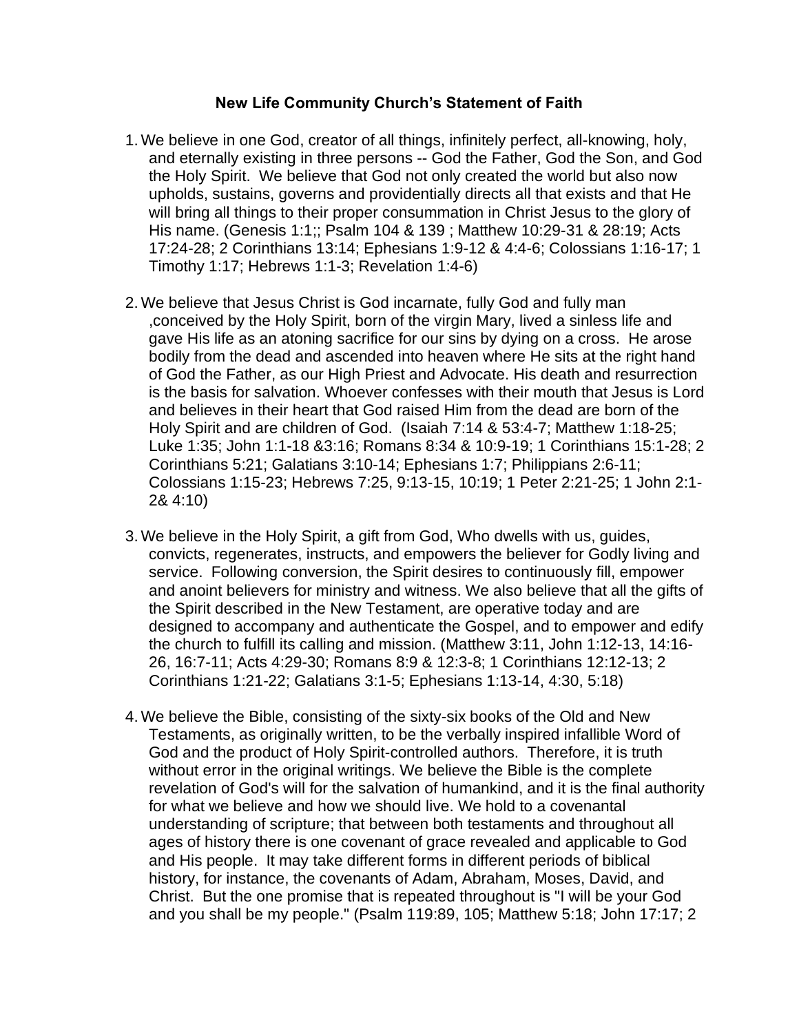**New Life Community Church's Statement of Faith**

1. We believe in one God, creator of all things, infinitely perfect, all-knowing, holy, and eternally existing in three persons -- God the Father, God the Son, and God the Holy Spirit. We believe that God not only created the world but also now upholds, sustains, governs and providentially directs all that exists and that He will bring all things to their proper consummation in Christ Jesus to the glory of His name. (Genesis 1:1;; Psalm 104 & 139 ; Matthew 10:29-31 & 28:19; Acts 17:24-28; 2 Corinthians 13:14; Ephesians 1:9-12 & 4:4-6; Colossians 1:16-17; 1 Timothy 1:17; Hebrews 1:1-3; Revelation 1:4-6)

2. We believe that Jesus Christ is God incarnate, fully God and fully man ,conceived by the Holy Spirit, born of the virgin Mary, lived a sinless life and gave His life as an atoning sacrifice for our sins by dying on a cross. He arose bodily from the dead and ascended into heaven where He sits at the right hand of God the Father, as our High Priest and Advocate. His death and resurrection is the basis for salvation. Whoever confesses with their mouth that Jesus is Lord and believes in their heart that God raised Him from the dead are born of the Holy Spirit and are children of God. (Isaiah 7:14 & 53:4-7; Matthew 1:18-25; Luke 1:35; John 1:1-18 &3:16; Romans 8:34 & 10:9-19; 1 Corinthians 15:1-28; 2 Corinthians 5:21; Galatians 3:10-14; Ephesians 1:7; Philippians 2:6-11; Colossians 1:15-23; Hebrews 7:25, 9:13-15, 10:19; 1 Peter 2:21-25; 1 John 2:1-2& 4:10)

3. We believe in the Holy Spirit, a gift from God, Who dwells with us, guides, convicts, regenerates, instructs, and empowers the believer for Godly living and service. Following conversion, the Spirit desires to continuously fill, empower and anoint believers for ministry and witness. We also believe that all the gifts of the Spirit described in the New Testament, are operative today and are designed to accompany and authenticate the Gospel, and to empower and edify the church to fulfill its calling and mission. (Matthew 3:11, John 1:12-13, 14:16-26, 16:7-11; Acts 4:29-30; Romans 8:9 & 12:3-8; 1 Corinthians 12:12-13; 2 Corinthians 1:21-22; Galatians 3:1-5; Ephesians 1:13-14, 4:30, 5:18)

4. We believe the Bible, consisting of the sixty-six books of the Old and New Testaments, as originally written, to be the verbally inspired infallible Word of God and the product of Holy Spirit-controlled authors. Therefore, it is truth without error in the original writings. We believe the Bible is the complete revelation of God's will for the salvation of humankind, and it is the final authority for what we believe and how we should live. We hold to a covenantal understanding of scripture; that between both testaments and throughout all ages of history there is one covenant of grace revealed and applicable to God and His people. It may take different forms in different periods of biblical history, for instance, the covenants of Adam, Abraham, Moses, David, and Christ. But the one promise that is repeated throughout is "I will be your God and you shall be my people." (Psalm 119:89, 105; Matthew 5:18; John 17:17; 2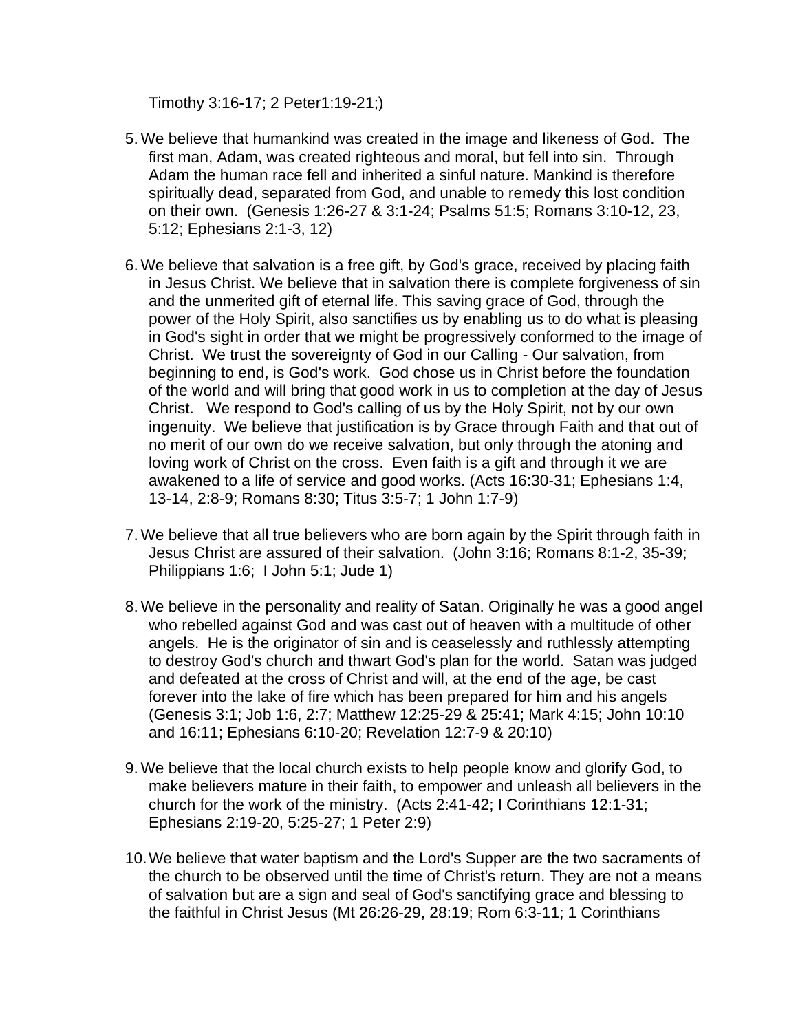Timothy 3:16-17; 2 Peter1:19-21;)

5. We believe that humankind was created in the image and likeness of God. The first man, Adam, was created righteous and moral, but fell into sin. Through Adam the human race fell and inherited a sinful nature. Mankind is therefore spiritually dead, separated from God, and unable to remedy this lost condition on their own. (Genesis 1:26-27 & 3:1-24; Psalms 51:5; Romans 3:10-12, 23, 5:12; Ephesians 2:1-3, 12)

6. We believe that salvation is a free gift, by God's grace, received by placing faith in Jesus Christ. We believe that in salvation there is complete forgiveness of sin and the unmerited gift of eternal life. This saving grace of God, through the power of the Holy Spirit, also sanctifies us by enabling us to do what is pleasing in God's sight in order that we might be progressively conformed to the image of Christ. We trust the sovereignty of God in our Calling - Our salvation, from beginning to end, is God's work. God chose us in Christ before the foundation of the world and will bring that good work in us to completion at the day of Jesus Christ. We respond to God's calling of us by the Holy Spirit, not by our own ingenuity. We believe that justification is by Grace through Faith and that out of no merit of our own do we receive salvation, but only through the atoning and loving work of Christ on the cross. Even faith is a gift and through it we are awakened to a life of service and good works. (Acts 16:30-31; Ephesians 1:4, 13-14, 2:8-9; Romans 8:30; Titus 3:5-7; 1 John 1:7-9)

7. We believe that all true believers who are born again by the Spirit through faith in Jesus Christ are assured of their salvation. (John 3:16; Romans 8:1-2, 35-39; Philippians 1:6; I John 5:1; Jude 1)

8. We believe in the personality and reality of Satan. Originally he was a good angel who rebelled against God and was cast out of heaven with a multitude of other angels. He is the originator of sin and is ceaselessly and ruthlessly attempting to destroy God's church and thwart God's plan for the world. Satan was judged and defeated at the cross of Christ and will, at the end of the age, be cast forever into the lake of fire which has been prepared for him and his angels (Genesis 3:1; Job 1:6, 2:7; Matthew 12:25-29 & 25:41; Mark 4:15; John 10:10 and 16:11; Ephesians 6:10-20; Revelation 12:7-9 & 20:10)

9. We believe that the local church exists to help people know and glorify God, to make believers mature in their faith, to empower and unleash all believers in the church for the work of the ministry. (Acts 2:41-42; I Corinthians 12:1-31; Ephesians 2:19-20, 5:25-27; 1 Peter 2:9)

10. We believe that water baptism and the Lord's Supper are the two sacraments of the church to be observed until the time of Christ's return. They are not a means of salvation but are a sign and seal of God's sanctifying grace and blessing to the faithful in Christ Jesus (Mt 26:26-29, 28:19; Rom 6:3-11; 1 Corinthians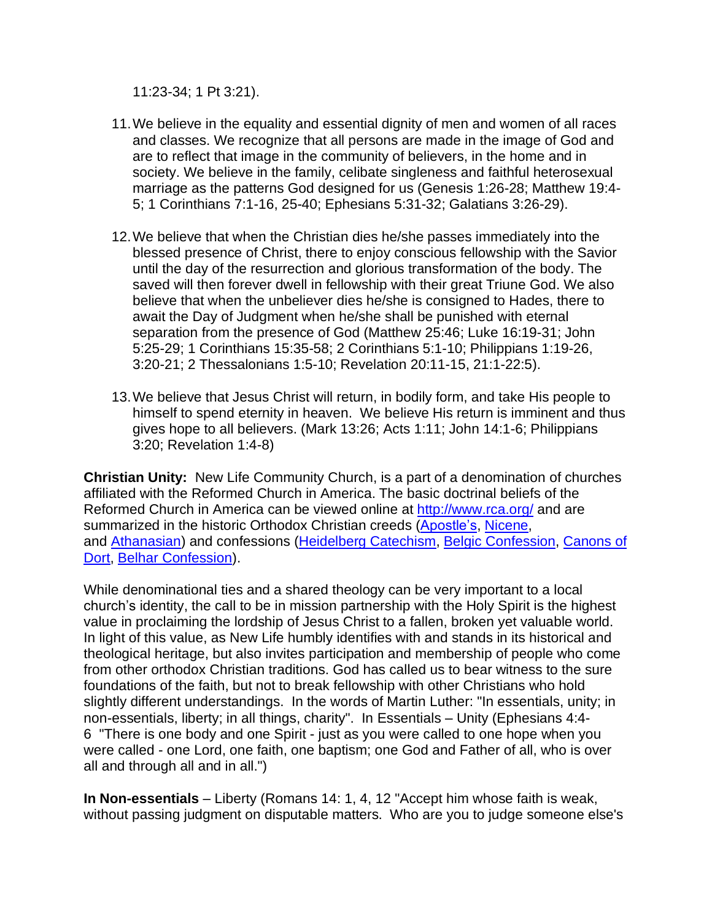11:23-34; 1 Pt 3:21).

11. We believe in the equality and essential dignity of men and women of all races and classes. We recognize that all persons are made in the image of God and are to reflect that image in the community of believers, in the home and in society. We believe in the family, celibate singleness and faithful heterosexual marriage as the patterns God designed for us (Genesis 1:26-28; Matthew 19:4-5; 1 Corinthians 7:1-16, 25-40; Ephesians 5:31-32; Galatians 3:26-29).

12. We believe that when the Christian dies he/she passes immediately into the blessed presence of Christ, there to enjoy conscious fellowship with the Savior until the day of the resurrection and glorious transformation of the body. The saved will then forever dwell in fellowship with their great Triune God. We also believe that when the unbeliever dies he/she is consigned to Hades, there to await the Day of Judgment when he/she shall be punished with eternal separation from the presence of God (Matthew 25:46; Luke 16:19-31; John 5:25-29; 1 Corinthians 15:35-58; 2 Corinthians 5:1-10; Philippians 1:19-26, 3:20-21; 2 Thessalonians 1:5-10; Revelation 20:11-15, 21:1-22:5).

13. We believe that Jesus Christ will return, in bodily form, and take His people to himself to spend eternity in heaven. We believe His return is imminent and thus gives hope to all believers. (Mark 13:26; Acts 1:11; John 14:1-6; Philippians 3:20; Revelation 1:4-8)

**Christian Unity:** New Life Community Church, is a part of a denomination of churches affiliated with the Reformed Church in America. The basic doctrinal beliefs of the Reformed Church in America can be viewed online at http://www.rca.org/ and are summarized in the historic Orthodox Christian creeds (Apostle's, Nicene, and Athanasian) and confessions (Heidelberg Catechism, Belgic Confession, Canons of Dort, Belhar Confession).

While denominational ties and a shared theology can be very important to a local church's identity, the call to be in mission partnership with the Holy Spirit is the highest value in proclaiming the lordship of Jesus Christ to a fallen, broken yet valuable world. In light of this value, as New Life humbly identifies with and stands in its historical and theological heritage, but also invites participation and membership of people who come from other orthodox Christian traditions. God has called us to bear witness to the sure foundations of the faith, but not to break fellowship with other Christians who hold slightly different understandings. In the words of Martin Luther: "In essentials, unity; in non-essentials, liberty; in all things, charity". In Essentials – Unity (Ephesians 4:4-6 "There is one body and one Spirit - just as you were called to one hope when you were called - one Lord, one faith, one baptism; one God and Father of all, who is over all and through all and in all.")

**In Non-essentials** – Liberty (Romans 14: 1, 4, 12 "Accept him whose faith is weak, without passing judgment on disputable matters. Who are you to judge someone else's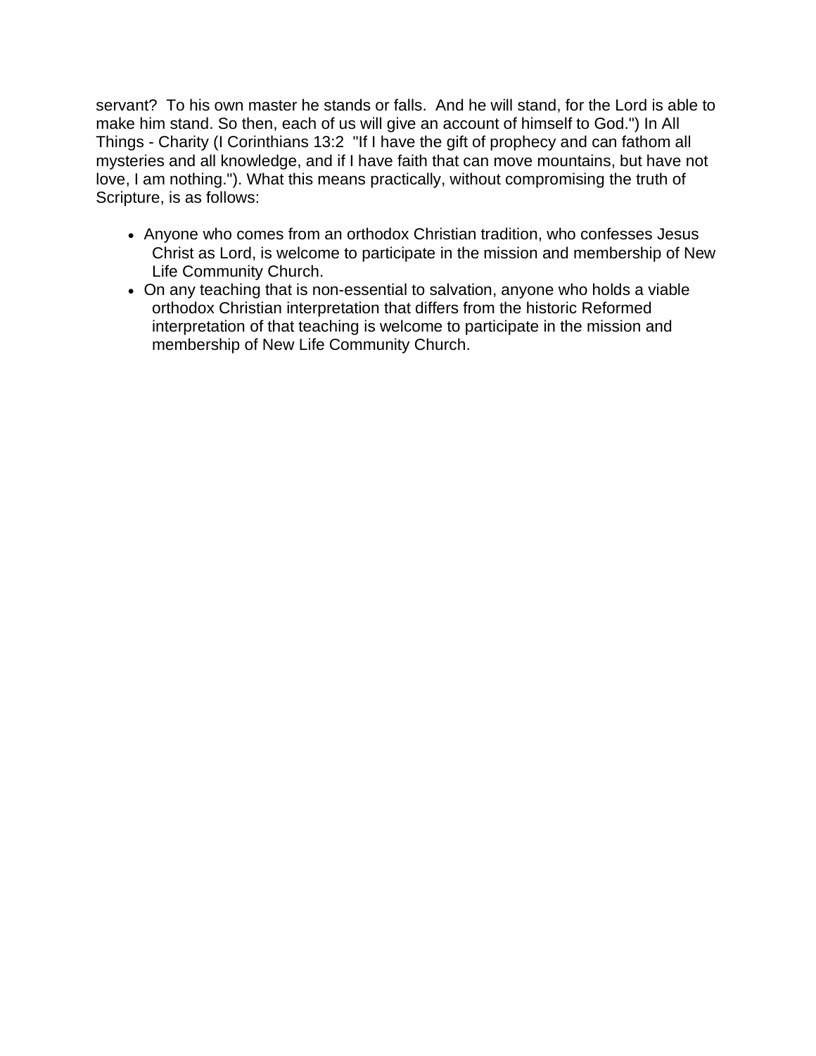servant? To his own master he stands or falls. And he will stand, for the Lord is able to make him stand. So then, each of us will give an account of himself to God.") In All Things - Charity (I Corinthians 13:2 "If I have the gift of prophecy and can fathom all mysteries and all knowledge, and if I have faith that can move mountains, but have not love, I am nothing."). What this means practically, without compromising the truth of Scripture, is as follows:

- Anyone who comes from an orthodox Christian tradition, who confesses Jesus Christ as Lord, is welcome to participate in the mission and membership of New Life Community Church.
- On any teaching that is non-essential to salvation, anyone who holds a viable orthodox Christian interpretation that differs from the historic Reformed interpretation of that teaching is welcome to participate in the mission and membership of New Life Community Church.